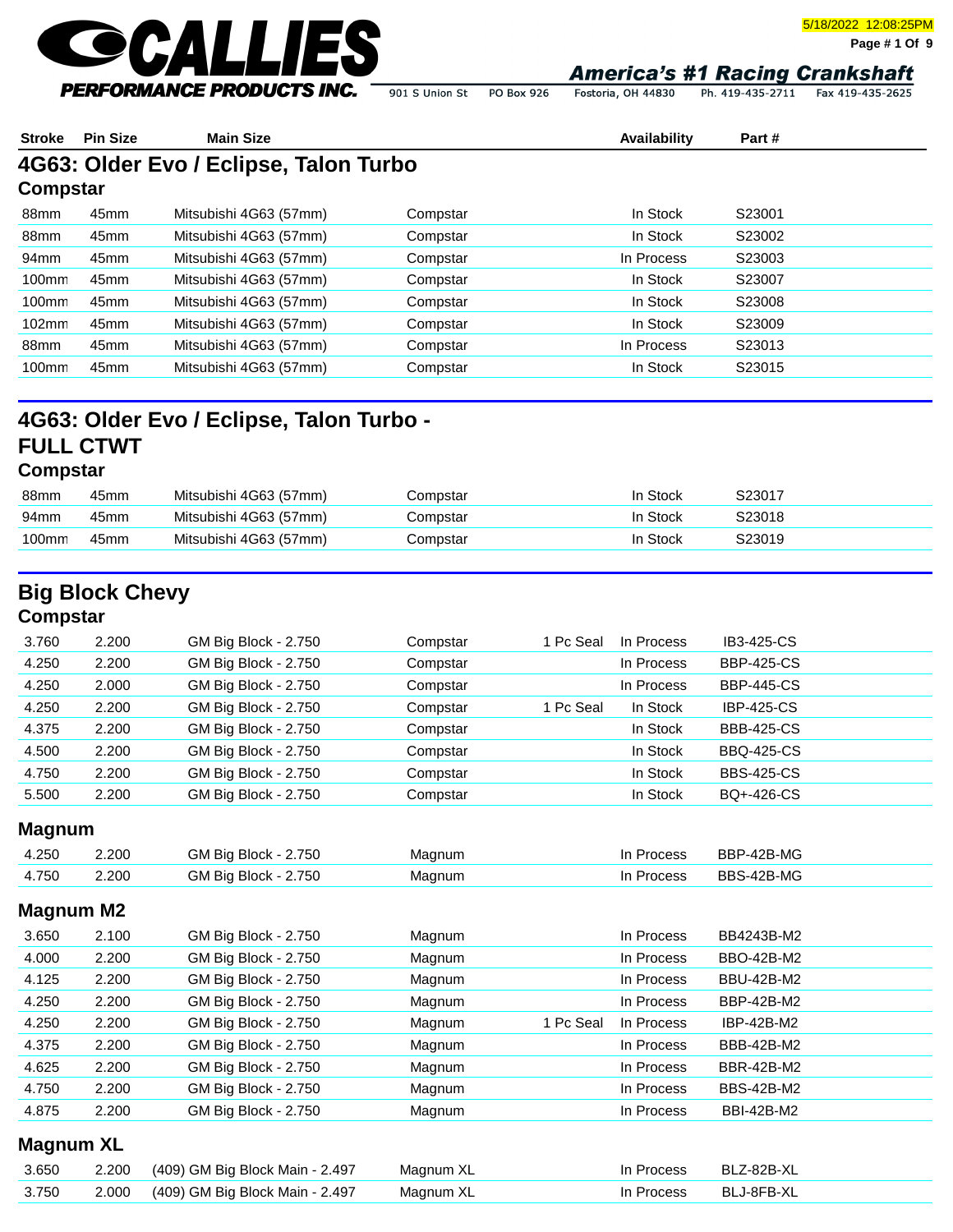# CALLIES PERFORMANCE PRODUCTS INC.

**America's #1 Racing Crankshaft**

901 S Union St | PO Box 926 | Fostoria, OH 44830 | Ph. 419-435-2711 | Fax 419-435-2625

5/18/2022 12:08:25PM

## 4G63: Older Evo / Eclipse, Talon Turbo

### Compstar

| Stroke | Pin Size | Main Size | | | Availability | Part # |
|---|---|---|---|---|---|---|
| 88mm | 45mm | Mitsubishi 4G63 (57mm) | Compstar | | In Stock | S23001 |
| 88mm | 45mm | Mitsubishi 4G63 (57mm) | Compstar | | In Stock | S23002 |
| 94mm | 45mm | Mitsubishi 4G63 (57mm) | Compstar | | In Process | S23003 |
| 100mm | 45mm | Mitsubishi 4G63 (57mm) | Compstar | | In Stock | S23007 |
| 100mm | 45mm | Mitsubishi 4G63 (57mm) | Compstar | | In Stock | S23008 |
| 102mm | 45mm | Mitsubishi 4G63 (57mm) | Compstar | | In Stock | S23009 |
| 88mm | 45mm | Mitsubishi 4G63 (57mm) | Compstar | | In Process | S23013 |
| 100mm | 45mm | Mitsubishi 4G63 (57mm) | Compstar | | In Stock | S23015 |

## 4G63: Older Evo / Eclipse, Talon Turbo - FULL CTWT

### Compstar

| Stroke | Pin Size | Main Size | | | Availability | Part # |
|---|---|---|---|---|---|---|
| 88mm | 45mm | Mitsubishi 4G63 (57mm) | Compstar | | In Stock | S23017 |
| 94mm | 45mm | Mitsubishi 4G63 (57mm) | Compstar | | In Stock | S23018 |
| 100mm | 45mm | Mitsubishi 4G63 (57mm) | Compstar | | In Stock | S23019 |

## Big Block Chevy

### Compstar

| Stroke | Pin Size | Main Size | | | Availability | Part # |
|---|---|---|---|---|---|---|
| 3.760 | 2.200 | GM Big Block - 2.750 | Compstar | 1 Pc Seal | In Process | IB3-425-CS |
| 4.250 | 2.200 | GM Big Block - 2.750 | Compstar | | In Process | BBP-425-CS |
| 4.250 | 2.000 | GM Big Block - 2.750 | Compstar | | In Process | BBP-445-CS |
| 4.250 | 2.200 | GM Big Block - 2.750 | Compstar | 1 Pc Seal | In Stock | IBP-425-CS |
| 4.375 | 2.200 | GM Big Block - 2.750 | Compstar | | In Stock | BBB-425-CS |
| 4.500 | 2.200 | GM Big Block - 2.750 | Compstar | | In Stock | BBQ-425-CS |
| 4.750 | 2.200 | GM Big Block - 2.750 | Compstar | | In Stock | BBS-425-CS |
| 5.500 | 2.200 | GM Big Block - 2.750 | Compstar | | In Stock | BQ+-426-CS |

### Magnum

| Stroke | Pin Size | Main Size | | | Availability | Part # |
|---|---|---|---|---|---|---|
| 4.250 | 2.200 | GM Big Block - 2.750 | Magnum | | In Process | BBP-42B-MG |
| 4.750 | 2.200 | GM Big Block - 2.750 | Magnum | | In Process | BBS-42B-MG |

### Magnum M2

| Stroke | Pin Size | Main Size | | | Availability | Part # |
|---|---|---|---|---|---|---|
| 3.650 | 2.100 | GM Big Block - 2.750 | Magnum | | In Process | BB4243B-M2 |
| 4.000 | 2.200 | GM Big Block - 2.750 | Magnum | | In Process | BBO-42B-M2 |
| 4.125 | 2.200 | GM Big Block - 2.750 | Magnum | | In Process | BBU-42B-M2 |
| 4.250 | 2.200 | GM Big Block - 2.750 | Magnum | | In Process | BBP-42B-M2 |
| 4.250 | 2.200 | GM Big Block - 2.750 | Magnum | 1 Pc Seal | In Process | IBP-42B-M2 |
| 4.375 | 2.200 | GM Big Block - 2.750 | Magnum | | In Process | BBB-42B-M2 |
| 4.625 | 2.200 | GM Big Block - 2.750 | Magnum | | In Process | BBR-42B-M2 |
| 4.750 | 2.200 | GM Big Block - 2.750 | Magnum | | In Process | BBS-42B-M2 |
| 4.875 | 2.200 | GM Big Block - 2.750 | Magnum | | In Process | BBI-42B-M2 |

### Magnum XL

| Stroke | Pin Size | Main Size | | | Availability | Part # |
|---|---|---|---|---|---|---|
| 3.650 | 2.200 | (409) GM Big Block Main - 2.497 | Magnum XL | | In Process | BLZ-82B-XL |
| 3.750 | 2.000 | (409) GM Big Block Main - 2.497 | Magnum XL | | In Process | BLJ-8FB-XL |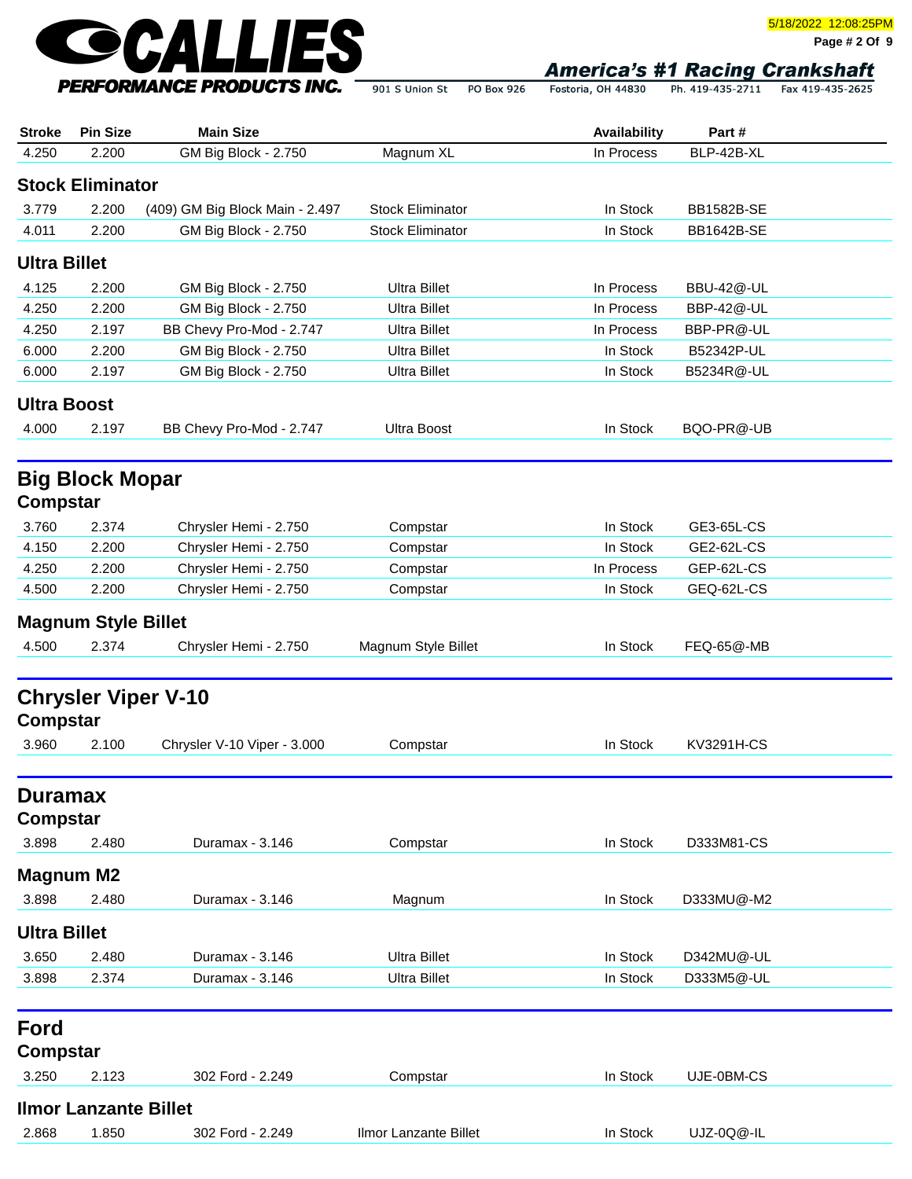| Stroke | Pin Size | Main Size | | Availability | Part # |
|---|---|---|---|---|---|
| 4.250 | 2.200 | GM Big Block - 2.750 | Magnum XL | In Process | BLP-42B-XL |

### Stock Eliminator

| Stroke | Pin Size | Main Size | | Availability | Part # |
|---|---|---|---|---|---|
| 3.779 | 2.200 | (409) GM Big Block Main - 2.497 | Stock Eliminator | In Stock | BB1582B-SE |
| 4.011 | 2.200 | GM Big Block - 2.750 | Stock Eliminator | In Stock | BB1642B-SE |

### Ultra Billet

| Stroke | Pin Size | Main Size | | Availability | Part # |
|---|---|---|---|---|---|
| 4.125 | 2.200 | GM Big Block - 2.750 | Ultra Billet | In Process | BBU-42@-UL |
| 4.250 | 2.200 | GM Big Block - 2.750 | Ultra Billet | In Process | BBP-42@-UL |
| 4.250 | 2.197 | BB Chevy Pro-Mod - 2.747 | Ultra Billet | In Process | BBP-PR@-UL |
| 6.000 | 2.200 | GM Big Block - 2.750 | Ultra Billet | In Stock | B52342P-UL |
| 6.000 | 2.197 | GM Big Block - 2.750 | Ultra Billet | In Stock | B5234R@-UL |

### Ultra Boost

| Stroke | Pin Size | Main Size | | Availability | Part # |
|---|---|---|---|---|---|
| 4.000 | 2.197 | BB Chevy Pro-Mod - 2.747 | Ultra Boost | In Stock | BQO-PR@-UB |

## Big Block Mopar

### Compstar

| Stroke | Pin Size | Main Size | | Availability | Part # |
|---|---|---|---|---|---|
| 3.760 | 2.374 | Chrysler Hemi - 2.750 | Compstar | In Stock | GE3-65L-CS |
| 4.150 | 2.200 | Chrysler Hemi - 2.750 | Compstar | In Stock | GE2-62L-CS |
| 4.250 | 2.200 | Chrysler Hemi - 2.750 | Compstar | In Process | GEP-62L-CS |
| 4.500 | 2.200 | Chrysler Hemi - 2.750 | Compstar | In Stock | GEQ-62L-CS |

### Magnum Style Billet

| Stroke | Pin Size | Main Size | | Availability | Part # |
|---|---|---|---|---|---|
| 4.500 | 2.374 | Chrysler Hemi - 2.750 | Magnum Style Billet | In Stock | FEQ-65@-MB |

## Chrysler Viper V-10

### Compstar

| Stroke | Pin Size | Main Size | | Availability | Part # |
|---|---|---|---|---|---|
| 3.960 | 2.100 | Chrysler V-10 Viper - 3.000 | Compstar | In Stock | KV3291H-CS |

## Duramax

### Compstar

| Stroke | Pin Size | Main Size | | Availability | Part # |
|---|---|---|---|---|---|
| 3.898 | 2.480 | Duramax - 3.146 | Compstar | In Stock | D333M81-CS |

### Magnum M2

| Stroke | Pin Size | Main Size | | Availability | Part # |
|---|---|---|---|---|---|
| 3.898 | 2.480 | Duramax - 3.146 | Magnum | In Stock | D333MU@-M2 |

### Ultra Billet

| Stroke | Pin Size | Main Size | | Availability | Part # |
|---|---|---|---|---|---|
| 3.650 | 2.480 | Duramax - 3.146 | Ultra Billet | In Stock | D342MU@-UL |
| 3.898 | 2.374 | Duramax - 3.146 | Ultra Billet | In Stock | D333M5@-UL |

## Ford

### Compstar

| Stroke | Pin Size | Main Size | | Availability | Part # |
|---|---|---|---|---|---|
| 3.250 | 2.123 | 302 Ford - 2.249 | Compstar | In Stock | UJE-0BM-CS |

### Ilmor Lanzante Billet

| Stroke | Pin Size | Main Size | | Availability | Part # |
|---|---|---|---|---|---|
| 2.868 | 1.850 | 302 Ford - 2.249 | Ilmor Lanzante Billet | In Stock | UJZ-0Q@-IL |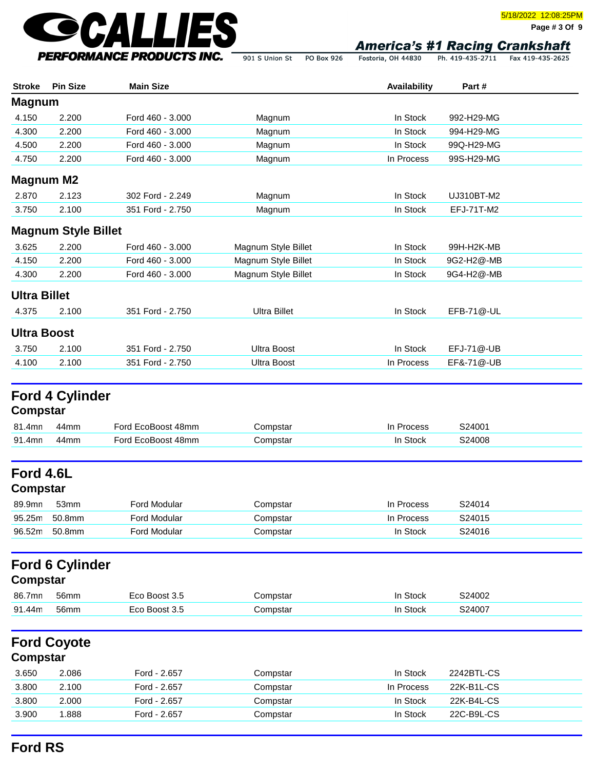| Stroke | Pin Size | Main Size | | Availability | Part # |
|---|---|---|---|---|---|

## Magnum

| Stroke | Pin Size | Main Size | | Availability | Part # |
|---|---|---|---|---|---|
| 4.150 | 2.200 | Ford 460 - 3.000 | Magnum | In Stock | 992-H29-MG |
| 4.300 | 2.200 | Ford 460 - 3.000 | Magnum | In Stock | 994-H29-MG |
| 4.500 | 2.200 | Ford 460 - 3.000 | Magnum | In Stock | 99Q-H29-MG |
| 4.750 | 2.200 | Ford 460 - 3.000 | Magnum | In Process | 99S-H29-MG |

## Magnum M2

| Stroke | Pin Size | Main Size | | Availability | Part # |
|---|---|---|---|---|---|
| 2.870 | 2.123 | 302 Ford - 2.249 | Magnum | In Stock | UJ310BT-M2 |
| 3.750 | 2.100 | 351 Ford - 2.750 | Magnum | In Stock | EFJ-71T-M2 |

## Magnum Style Billet

| Stroke | Pin Size | Main Size | | Availability | Part # |
|---|---|---|---|---|---|
| 3.625 | 2.200 | Ford 460 - 3.000 | Magnum Style Billet | In Stock | 99H-H2K-MB |
| 4.150 | 2.200 | Ford 460 - 3.000 | Magnum Style Billet | In Stock | 9G2-H2@-MB |
| 4.300 | 2.200 | Ford 460 - 3.000 | Magnum Style Billet | In Stock | 9G4-H2@-MB |

## Ultra Billet

| Stroke | Pin Size | Main Size | | Availability | Part # |
|---|---|---|---|---|---|
| 4.375 | 2.100 | 351 Ford - 2.750 | Ultra Billet | In Stock | EFB-71@-UL |

## Ultra Boost

| Stroke | Pin Size | Main Size | | Availability | Part # |
|---|---|---|---|---|---|
| 3.750 | 2.100 | 351 Ford - 2.750 | Ultra Boost | In Stock | EFJ-71@-UB |
| 4.100 | 2.100 | 351 Ford - 2.750 | Ultra Boost | In Process | EF&-71@-UB |

# Ford 4 Cylinder

## Compstar

| Stroke | Pin Size | Main Size | | Availability | Part # |
|---|---|---|---|---|---|
| 81.4mn | 44mm | Ford EcoBoost 48mm | Compstar | In Process | S24001 |
| 91.4mn | 44mm | Ford EcoBoost 48mm | Compstar | In Stock | S24008 |

# Ford 4.6L

## Compstar

| Stroke | Pin Size | Main Size | | Availability | Part # |
|---|---|---|---|---|---|
| 89.9mn | 53mm | Ford Modular | Compstar | In Process | S24014 |
| 95.25m | 50.8mm | Ford Modular | Compstar | In Process | S24015 |
| 96.52m | 50.8mm | Ford Modular | Compstar | In Stock | S24016 |

# Ford 6 Cylinder

## Compstar

| Stroke | Pin Size | Main Size | | Availability | Part # |
|---|---|---|---|---|---|
| 86.7mn | 56mm | Eco Boost 3.5 | Compstar | In Stock | S24002 |
| 91.44m | 56mm | Eco Boost 3.5 | Compstar | In Stock | S24007 |

# Ford Coyote

## Compstar

| Stroke | Pin Size | Main Size | | Availability | Part # |
|---|---|---|---|---|---|
| 3.650 | 2.086 | Ford - 2.657 | Compstar | In Stock | 2242BTL-CS |
| 3.800 | 2.100 | Ford - 2.657 | Compstar | In Process | 22K-B1L-CS |
| 3.800 | 2.000 | Ford - 2.657 | Compstar | In Stock | 22K-B4L-CS |
| 3.900 | 1.888 | Ford - 2.657 | Compstar | In Stock | 22C-B9L-CS |

# Ford RS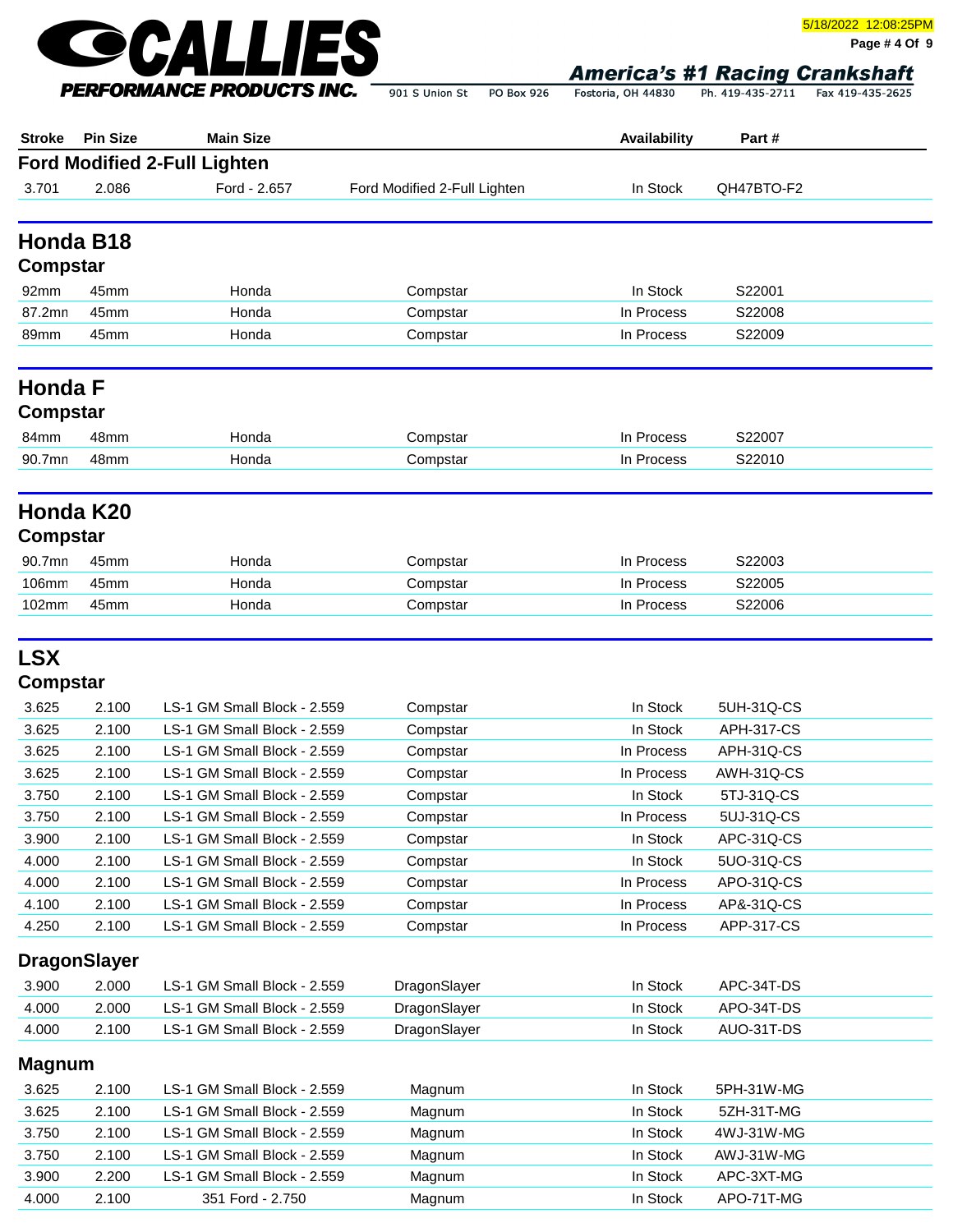| Stroke | Pin Size | Main Size | | Availability | Part # |
|---|---|---|---|---|---|

## Ford Modified 2-Full Lighten

| Stroke | Pin Size | Main Size | | Availability | Part # |
|---|---|---|---|---|---|
| 3.701 | 2.086 | Ford - 2.657 | Ford Modified 2-Full Lighten | In Stock | QH47BTO-F2 |

## Honda B18

### Compstar

| Stroke | Pin Size | Main Size | | Availability | Part # |
|---|---|---|---|---|---|
| 92mm | 45mm | Honda | Compstar | In Stock | S22001 |
| 87.2mm | 45mm | Honda | Compstar | In Process | S22008 |
| 89mm | 45mm | Honda | Compstar | In Process | S22009 |

## Honda F

### Compstar

| Stroke | Pin Size | Main Size | | Availability | Part # |
|---|---|---|---|---|---|
| 84mm | 48mm | Honda | Compstar | In Process | S22007 |
| 90.7mm | 48mm | Honda | Compstar | In Process | S22010 |

## Honda K20

### Compstar

| Stroke | Pin Size | Main Size | | Availability | Part # |
|---|---|---|---|---|---|
| 90.7mm | 45mm | Honda | Compstar | In Process | S22003 |
| 106mm | 45mm | Honda | Compstar | In Process | S22005 |
| 102mm | 45mm | Honda | Compstar | In Process | S22006 |

## LSX

### Compstar

| Stroke | Pin Size | Main Size | | Availability | Part # |
|---|---|---|---|---|---|
| 3.625 | 2.100 | LS-1 GM Small Block - 2.559 | Compstar | In Stock | 5UH-31Q-CS |
| 3.625 | 2.100 | LS-1 GM Small Block - 2.559 | Compstar | In Stock | APH-317-CS |
| 3.625 | 2.100 | LS-1 GM Small Block - 2.559 | Compstar | In Process | APH-31Q-CS |
| 3.625 | 2.100 | LS-1 GM Small Block - 2.559 | Compstar | In Process | AWH-31Q-CS |
| 3.750 | 2.100 | LS-1 GM Small Block - 2.559 | Compstar | In Stock | 5TJ-31Q-CS |
| 3.750 | 2.100 | LS-1 GM Small Block - 2.559 | Compstar | In Process | 5UJ-31Q-CS |
| 3.900 | 2.100 | LS-1 GM Small Block - 2.559 | Compstar | In Stock | APC-31Q-CS |
| 4.000 | 2.100 | LS-1 GM Small Block - 2.559 | Compstar | In Stock | 5UO-31Q-CS |
| 4.000 | 2.100 | LS-1 GM Small Block - 2.559 | Compstar | In Process | APO-31Q-CS |
| 4.100 | 2.100 | LS-1 GM Small Block - 2.559 | Compstar | In Process | AP&-31Q-CS |
| 4.250 | 2.100 | LS-1 GM Small Block - 2.559 | Compstar | In Process | APP-317-CS |

### DragonSlayer

| Stroke | Pin Size | Main Size | | Availability | Part # |
|---|---|---|---|---|---|
| 3.900 | 2.000 | LS-1 GM Small Block - 2.559 | DragonSlayer | In Stock | APC-34T-DS |
| 4.000 | 2.000 | LS-1 GM Small Block - 2.559 | DragonSlayer | In Stock | APO-34T-DS |
| 4.000 | 2.100 | LS-1 GM Small Block - 2.559 | DragonSlayer | In Stock | AUO-31T-DS |

### Magnum

| Stroke | Pin Size | Main Size | | Availability | Part # |
|---|---|---|---|---|---|
| 3.625 | 2.100 | LS-1 GM Small Block - 2.559 | Magnum | In Stock | 5PH-31W-MG |
| 3.625 | 2.100 | LS-1 GM Small Block - 2.559 | Magnum | In Stock | 5ZH-31T-MG |
| 3.750 | 2.100 | LS-1 GM Small Block - 2.559 | Magnum | In Stock | 4WJ-31W-MG |
| 3.750 | 2.100 | LS-1 GM Small Block - 2.559 | Magnum | In Stock | AWJ-31W-MG |
| 3.900 | 2.200 | LS-1 GM Small Block - 2.559 | Magnum | In Stock | APC-3XT-MG |
| 4.000 | 2.100 | 351 Ford - 2.750 | Magnum | In Stock | APO-71T-MG |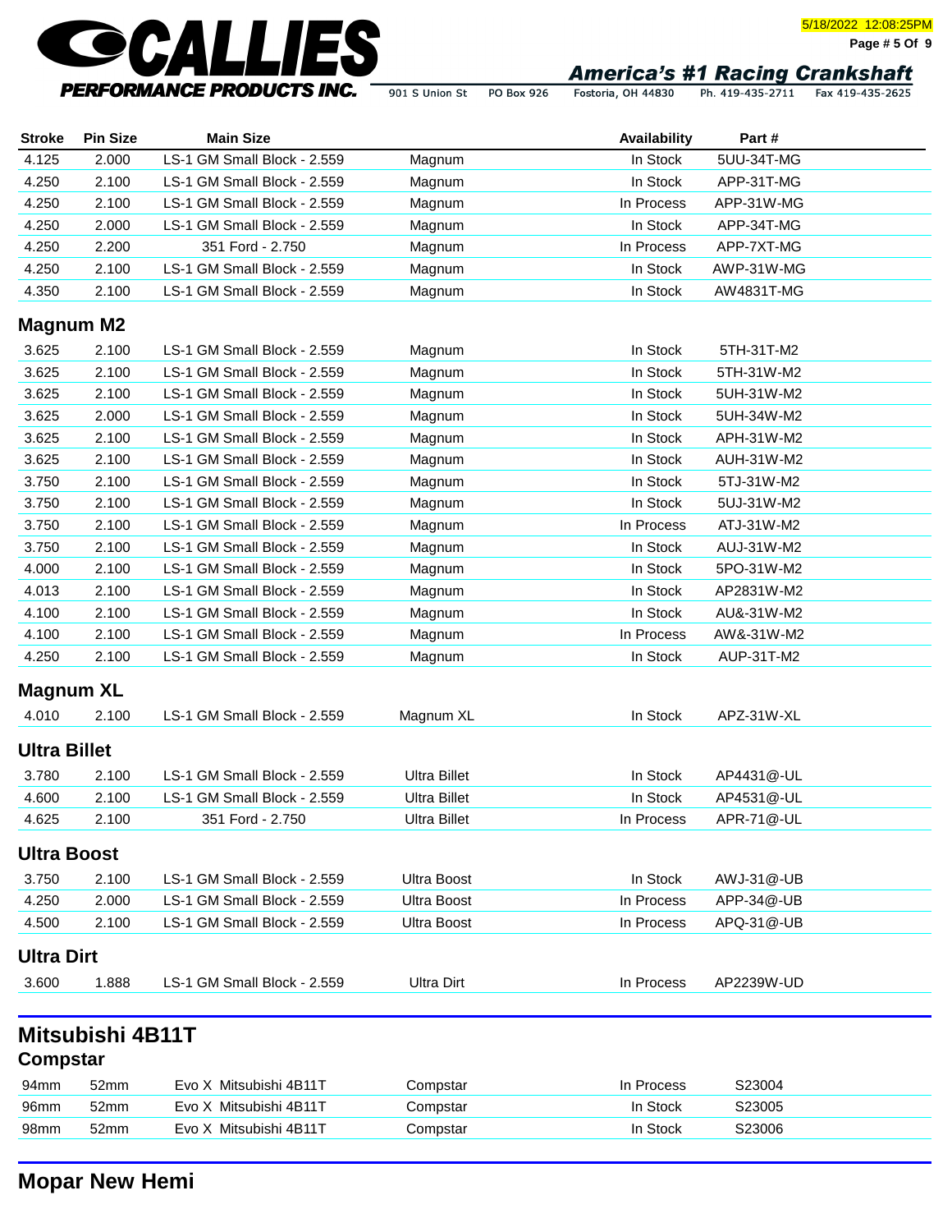| Stroke | Pin Size | Main Size | | Availability | Part # |
|---|---|---|---|---|---|
| 4.125 | 2.000 | LS-1 GM Small Block - 2.559 | Magnum | In Stock | 5UU-34T-MG |
| 4.250 | 2.100 | LS-1 GM Small Block - 2.559 | Magnum | In Stock | APP-31T-MG |
| 4.250 | 2.100 | LS-1 GM Small Block - 2.559 | Magnum | In Process | APP-31W-MG |
| 4.250 | 2.000 | LS-1 GM Small Block - 2.559 | Magnum | In Stock | APP-34T-MG |
| 4.250 | 2.200 | 351 Ford - 2.750 | Magnum | In Process | APP-7XT-MG |
| 4.250 | 2.100 | LS-1 GM Small Block - 2.559 | Magnum | In Stock | AWP-31W-MG |
| 4.350 | 2.100 | LS-1 GM Small Block - 2.559 | Magnum | In Stock | AW4831T-MG |

### Magnum M2

| Stroke | Pin Size | Main Size | | Availability | Part # |
|---|---|---|---|---|---|
| 3.625 | 2.100 | LS-1 GM Small Block - 2.559 | Magnum | In Stock | 5TH-31T-M2 |
| 3.625 | 2.100 | LS-1 GM Small Block - 2.559 | Magnum | In Stock | 5TH-31W-M2 |
| 3.625 | 2.100 | LS-1 GM Small Block - 2.559 | Magnum | In Stock | 5UH-31W-M2 |
| 3.625 | 2.000 | LS-1 GM Small Block - 2.559 | Magnum | In Stock | 5UH-34W-M2 |
| 3.625 | 2.100 | LS-1 GM Small Block - 2.559 | Magnum | In Stock | APH-31W-M2 |
| 3.625 | 2.100 | LS-1 GM Small Block - 2.559 | Magnum | In Stock | AUH-31W-M2 |
| 3.750 | 2.100 | LS-1 GM Small Block - 2.559 | Magnum | In Stock | 5TJ-31W-M2 |
| 3.750 | 2.100 | LS-1 GM Small Block - 2.559 | Magnum | In Stock | 5UJ-31W-M2 |
| 3.750 | 2.100 | LS-1 GM Small Block - 2.559 | Magnum | In Process | ATJ-31W-M2 |
| 3.750 | 2.100 | LS-1 GM Small Block - 2.559 | Magnum | In Stock | AUJ-31W-M2 |
| 4.000 | 2.100 | LS-1 GM Small Block - 2.559 | Magnum | In Stock | 5PO-31W-M2 |
| 4.013 | 2.100 | LS-1 GM Small Block - 2.559 | Magnum | In Stock | AP2831W-M2 |
| 4.100 | 2.100 | LS-1 GM Small Block - 2.559 | Magnum | In Stock | AU&-31W-M2 |
| 4.100 | 2.100 | LS-1 GM Small Block - 2.559 | Magnum | In Process | AW&-31W-M2 |
| 4.250 | 2.100 | LS-1 GM Small Block - 2.559 | Magnum | In Stock | AUP-31T-M2 |

### Magnum XL

| Stroke | Pin Size | Main Size | | Availability | Part # |
|---|---|---|---|---|---|
| 4.010 | 2.100 | LS-1 GM Small Block - 2.559 | Magnum XL | In Stock | APZ-31W-XL |

### Ultra Billet

| Stroke | Pin Size | Main Size | | Availability | Part # |
|---|---|---|---|---|---|
| 3.780 | 2.100 | LS-1 GM Small Block - 2.559 | Ultra Billet | In Stock | AP4431@-UL |
| 4.600 | 2.100 | LS-1 GM Small Block - 2.559 | Ultra Billet | In Stock | AP4531@-UL |
| 4.625 | 2.100 | 351 Ford - 2.750 | Ultra Billet | In Process | APR-71@-UL |

### Ultra Boost

| Stroke | Pin Size | Main Size | | Availability | Part # |
|---|---|---|---|---|---|
| 3.750 | 2.100 | LS-1 GM Small Block - 2.559 | Ultra Boost | In Stock | AWJ-31@-UB |
| 4.250 | 2.000 | LS-1 GM Small Block - 2.559 | Ultra Boost | In Process | APP-34@-UB |
| 4.500 | 2.100 | LS-1 GM Small Block - 2.559 | Ultra Boost | In Process | APQ-31@-UB |

### Ultra Dirt

| Stroke | Pin Size | Main Size | | Availability | Part # |
|---|---|---|---|---|---|
| 3.600 | 1.888 | LS-1 GM Small Block - 2.559 | Ultra Dirt | In Process | AP2239W-UD |

## Mitsubishi 4B11T

### Compstar

| Stroke | Pin Size | Main Size | | Availability | Part # |
|---|---|---|---|---|---|
| 94mm | 52mm | Evo X Mitsubishi 4B11T | Compstar | In Process | S23004 |
| 96mm | 52mm | Evo X Mitsubishi 4B11T | Compstar | In Stock | S23005 |
| 98mm | 52mm | Evo X Mitsubishi 4B11T | Compstar | In Stock | S23006 |

## Mopar New Hemi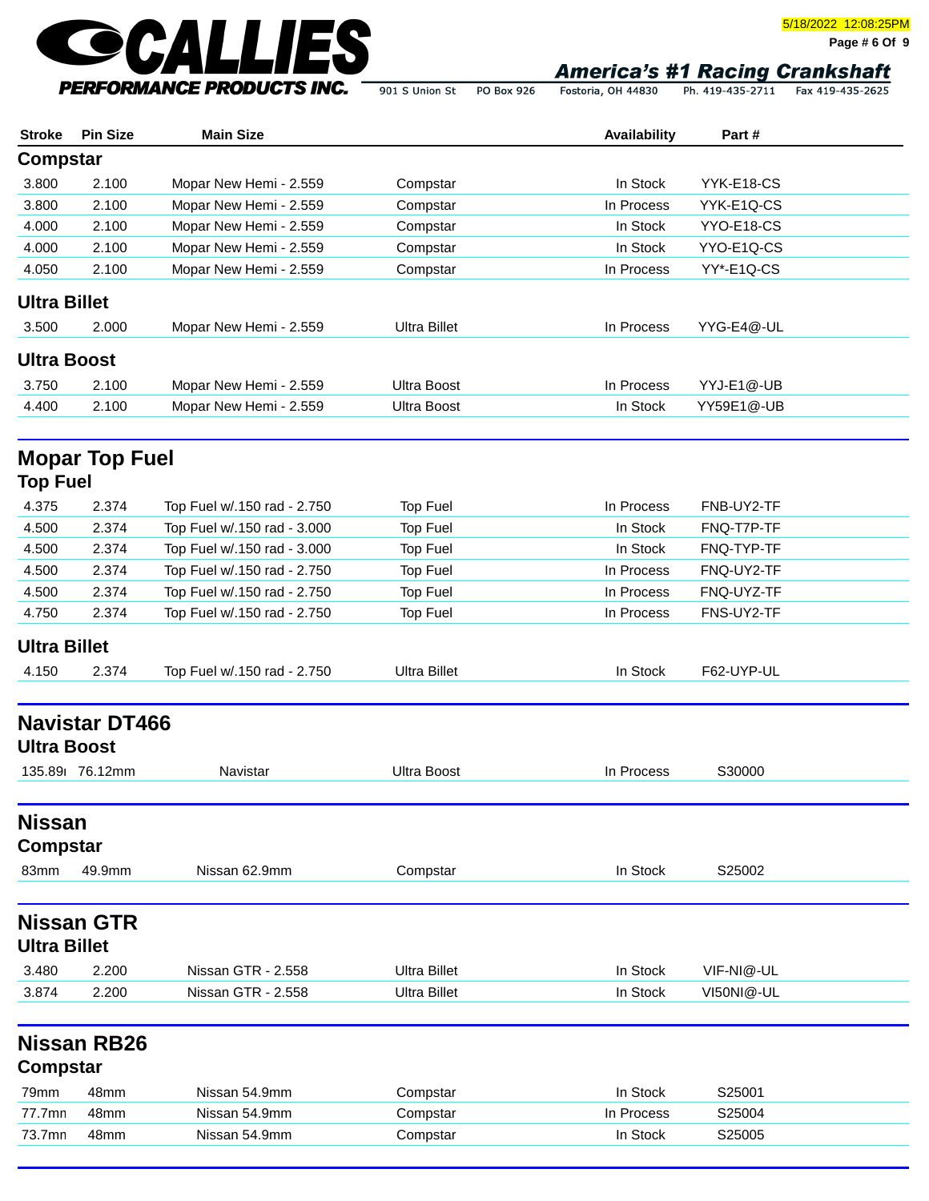| Stroke | Pin Size | Main Size | | Availability | Part # |
|---|---|---|---|---|---|

## Compstar

| Stroke | Pin Size | Main Size | | Availability | Part # |
|---|---|---|---|---|---|
| 3.800 | 2.100 | Mopar New Hemi - 2.559 | Compstar | In Stock | YYK-E18-CS |
| 3.800 | 2.100 | Mopar New Hemi - 2.559 | Compstar | In Process | YYK-E1Q-CS |
| 4.000 | 2.100 | Mopar New Hemi - 2.559 | Compstar | In Stock | YYO-E18-CS |
| 4.000 | 2.100 | Mopar New Hemi - 2.559 | Compstar | In Stock | YYO-E1Q-CS |
| 4.050 | 2.100 | Mopar New Hemi - 2.559 | Compstar | In Process | YY*-E1Q-CS |

## Ultra Billet

| Stroke | Pin Size | Main Size | | Availability | Part # |
|---|---|---|---|---|---|
| 3.500 | 2.000 | Mopar New Hemi - 2.559 | Ultra Billet | In Process | YYG-E4@-UL |

## Ultra Boost

| Stroke | Pin Size | Main Size | | Availability | Part # |
|---|---|---|---|---|---|
| 3.750 | 2.100 | Mopar New Hemi - 2.559 | Ultra Boost | In Process | YYJ-E1@-UB |
| 4.400 | 2.100 | Mopar New Hemi - 2.559 | Ultra Boost | In Stock | YY59E1@-UB |

# Mopar Top Fuel

## Top Fuel

| Stroke | Pin Size | Main Size | | Availability | Part # |
|---|---|---|---|---|---|
| 4.375 | 2.374 | Top Fuel w/.150 rad - 2.750 | Top Fuel | In Process | FNB-UY2-TF |
| 4.500 | 2.374 | Top Fuel w/.150 rad - 3.000 | Top Fuel | In Stock | FNQ-T7P-TF |
| 4.500 | 2.374 | Top Fuel w/.150 rad - 3.000 | Top Fuel | In Stock | FNQ-TYP-TF |
| 4.500 | 2.374 | Top Fuel w/.150 rad - 2.750 | Top Fuel | In Process | FNQ-UY2-TF |
| 4.500 | 2.374 | Top Fuel w/.150 rad - 2.750 | Top Fuel | In Process | FNQ-UYZ-TF |
| 4.750 | 2.374 | Top Fuel w/.150 rad - 2.750 | Top Fuel | In Process | FNS-UY2-TF |

## Ultra Billet

| Stroke | Pin Size | Main Size | | Availability | Part # |
|---|---|---|---|---|---|
| 4.150 | 2.374 | Top Fuel w/.150 rad - 2.750 | Ultra Billet | In Stock | F62-UYP-UL |

# Navistar DT466

## Ultra Boost

| Stroke | Pin Size | Main Size | | Availability | Part # |
|---|---|---|---|---|---|
| 135.89 | 76.12mm | Navistar | Ultra Boost | In Process | S30000 |

# Nissan

## Compstar

| Stroke | Pin Size | Main Size | | Availability | Part # |
|---|---|---|---|---|---|
| 83mm | 49.9mm | Nissan 62.9mm | Compstar | In Stock | S25002 |

# Nissan GTR

## Ultra Billet

| Stroke | Pin Size | Main Size | | Availability | Part # |
|---|---|---|---|---|---|
| 3.480 | 2.200 | Nissan GTR - 2.558 | Ultra Billet | In Stock | VIF-NI@-UL |
| 3.874 | 2.200 | Nissan GTR - 2.558 | Ultra Billet | In Stock | VI50NI@-UL |

# Nissan RB26

## Compstar

| Stroke | Pin Size | Main Size | | Availability | Part # |
|---|---|---|---|---|---|
| 79mm | 48mm | Nissan 54.9mm | Compstar | In Stock | S25001 |
| 77.7mm | 48mm | Nissan 54.9mm | Compstar | In Process | S25004 |
| 73.7mm | 48mm | Nissan 54.9mm | Compstar | In Stock | S25005 |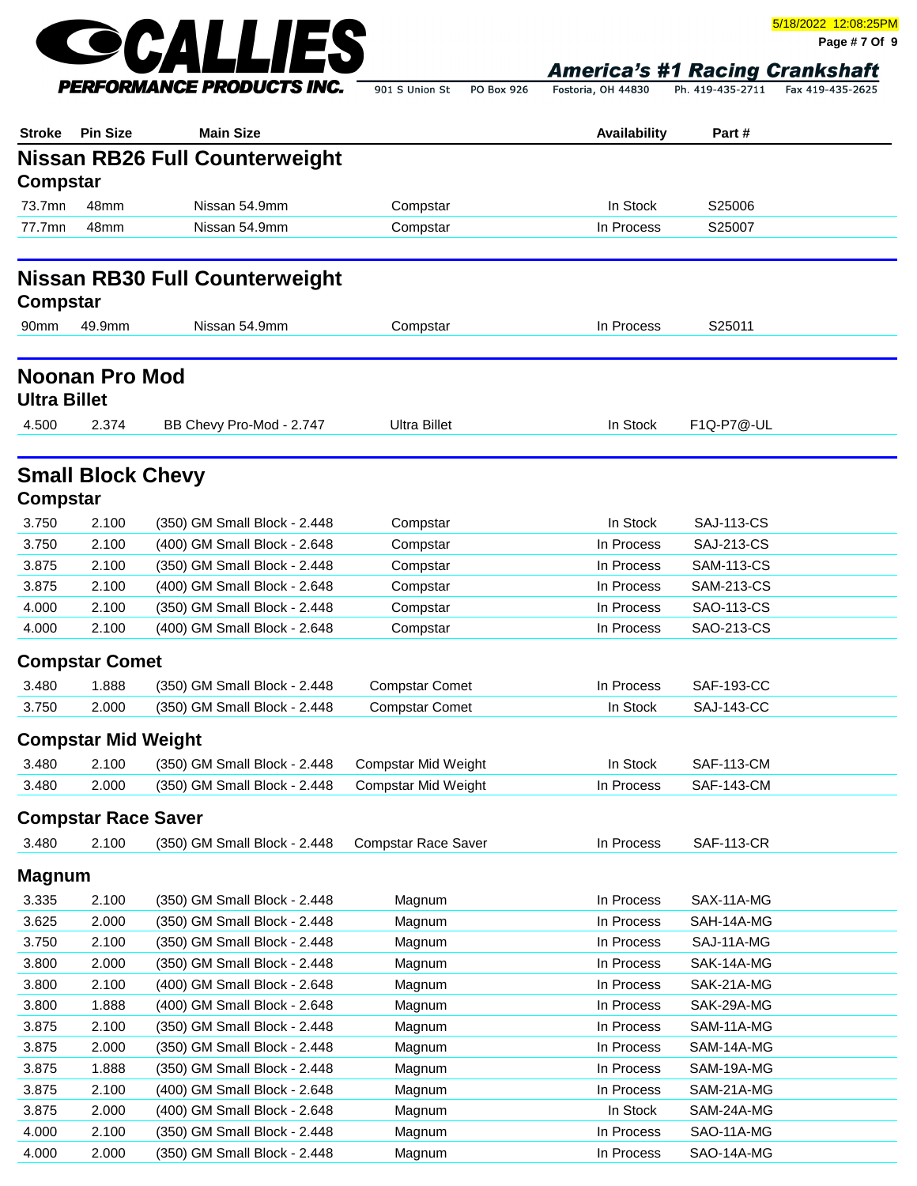| Stroke | Pin Size | Main Size | | Availability | Part # |
|---|---|---|---|---|---|

## Nissan RB26 Full Counterweight

### Compstar

| Stroke | Pin Size | Main Size | | Availability | Part # |
|---|---|---|---|---|---|
| 73.7mm | 48mm | Nissan 54.9mm | Compstar | In Stock | S25006 |
| 77.7mm | 48mm | Nissan 54.9mm | Compstar | In Process | S25007 |

## Nissan RB30 Full Counterweight

### Compstar

| Stroke | Pin Size | Main Size | | Availability | Part # |
|---|---|---|---|---|---|
| 90mm | 49.9mm | Nissan 54.9mm | Compstar | In Process | S25011 |

## Noonan Pro Mod

### Ultra Billet

| Stroke | Pin Size | Main Size | | Availability | Part # |
|---|---|---|---|---|---|
| 4.500 | 2.374 | BB Chevy Pro-Mod - 2.747 | Ultra Billet | In Stock | F1Q-P7@-UL |

## Small Block Chevy

### Compstar

| Stroke | Pin Size | Main Size | | Availability | Part # |
|---|---|---|---|---|---|
| 3.750 | 2.100 | (350) GM Small Block - 2.448 | Compstar | In Stock | SAJ-113-CS |
| 3.750 | 2.100 | (400) GM Small Block - 2.648 | Compstar | In Process | SAJ-213-CS |
| 3.875 | 2.100 | (350) GM Small Block - 2.448 | Compstar | In Process | SAM-113-CS |
| 3.875 | 2.100 | (400) GM Small Block - 2.648 | Compstar | In Process | SAM-213-CS |
| 4.000 | 2.100 | (350) GM Small Block - 2.448 | Compstar | In Process | SAO-113-CS |
| 4.000 | 2.100 | (400) GM Small Block - 2.648 | Compstar | In Process | SAO-213-CS |

### Compstar Comet

| Stroke | Pin Size | Main Size | | Availability | Part # |
|---|---|---|---|---|---|
| 3.480 | 1.888 | (350) GM Small Block - 2.448 | Compstar Comet | In Process | SAF-193-CC |
| 3.750 | 2.000 | (350) GM Small Block - 2.448 | Compstar Comet | In Stock | SAJ-143-CC |

### Compstar Mid Weight

| Stroke | Pin Size | Main Size | | Availability | Part # |
|---|---|---|---|---|---|
| 3.480 | 2.100 | (350) GM Small Block - 2.448 | Compstar Mid Weight | In Stock | SAF-113-CM |
| 3.480 | 2.000 | (350) GM Small Block - 2.448 | Compstar Mid Weight | In Process | SAF-143-CM |

### Compstar Race Saver

| Stroke | Pin Size | Main Size | | Availability | Part # |
|---|---|---|---|---|---|
| 3.480 | 2.100 | (350) GM Small Block - 2.448 | Compstar Race Saver | In Process | SAF-113-CR |

### Magnum

| Stroke | Pin Size | Main Size | | Availability | Part # |
|---|---|---|---|---|---|
| 3.335 | 2.100 | (350) GM Small Block - 2.448 | Magnum | In Process | SAX-11A-MG |
| 3.625 | 2.000 | (350) GM Small Block - 2.448 | Magnum | In Process | SAH-14A-MG |
| 3.750 | 2.100 | (350) GM Small Block - 2.448 | Magnum | In Process | SAJ-11A-MG |
| 3.800 | 2.000 | (350) GM Small Block - 2.448 | Magnum | In Process | SAK-14A-MG |
| 3.800 | 2.100 | (400) GM Small Block - 2.648 | Magnum | In Process | SAK-21A-MG |
| 3.800 | 1.888 | (400) GM Small Block - 2.648 | Magnum | In Process | SAK-29A-MG |
| 3.875 | 2.100 | (350) GM Small Block - 2.448 | Magnum | In Process | SAM-11A-MG |
| 3.875 | 2.000 | (350) GM Small Block - 2.448 | Magnum | In Process | SAM-14A-MG |
| 3.875 | 1.888 | (350) GM Small Block - 2.448 | Magnum | In Process | SAM-19A-MG |
| 3.875 | 2.100 | (400) GM Small Block - 2.648 | Magnum | In Process | SAM-21A-MG |
| 3.875 | 2.000 | (400) GM Small Block - 2.648 | Magnum | In Stock | SAM-24A-MG |
| 4.000 | 2.100 | (350) GM Small Block - 2.448 | Magnum | In Process | SAO-11A-MG |
| 4.000 | 2.000 | (350) GM Small Block - 2.448 | Magnum | In Process | SAO-14A-MG |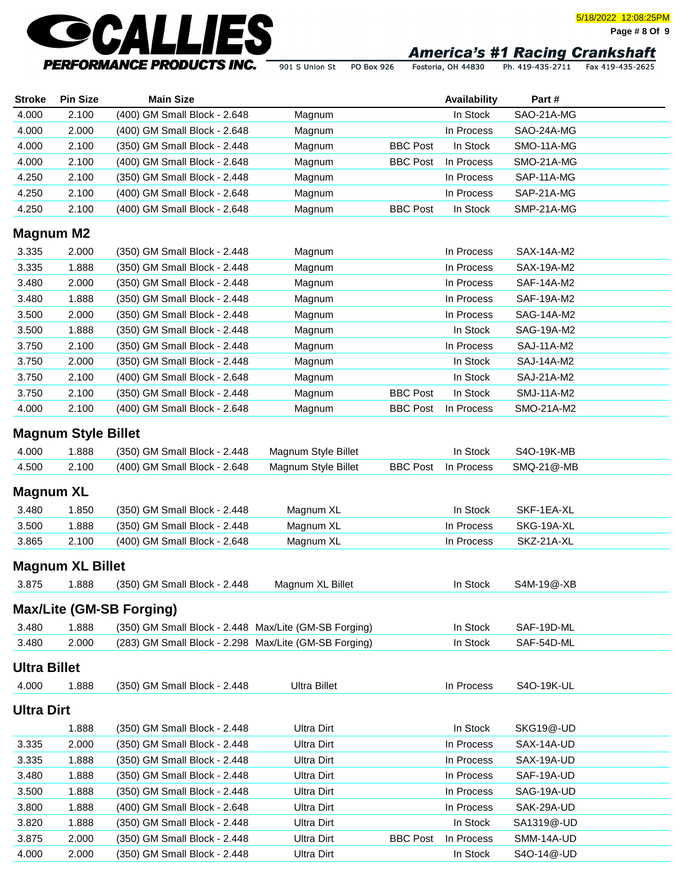| Stroke | Pin Size | Main Size | | | Availability | Part # |
|---|---|---|---|---|---|---|
| 4.000 | 2.100 | (400) GM Small Block - 2.648 | Magnum | | In Stock | SAO-21A-MG |
| 4.000 | 2.000 | (400) GM Small Block - 2.648 | Magnum | | In Process | SAO-24A-MG |
| 4.000 | 2.100 | (350) GM Small Block - 2.448 | Magnum | BBC Post | In Stock | SMO-11A-MG |
| 4.000 | 2.100 | (400) GM Small Block - 2.648 | Magnum | BBC Post | In Process | SMO-21A-MG |
| 4.250 | 2.100 | (350) GM Small Block - 2.448 | Magnum | | In Process | SAP-11A-MG |
| 4.250 | 2.100 | (400) GM Small Block - 2.648 | Magnum | | In Process | SAP-21A-MG |
| 4.250 | 2.100 | (400) GM Small Block - 2.648 | Magnum | BBC Post | In Stock | SMP-21A-MG |

## Magnum M2

| Stroke | Pin Size | Main Size | | | Availability | Part # |
|---|---|---|---|---|---|---|
| 3.335 | 2.000 | (350) GM Small Block - 2.448 | Magnum | | In Process | SAX-14A-M2 |
| 3.335 | 1.888 | (350) GM Small Block - 2.448 | Magnum | | In Process | SAX-19A-M2 |
| 3.480 | 2.000 | (350) GM Small Block - 2.448 | Magnum | | In Process | SAF-14A-M2 |
| 3.480 | 1.888 | (350) GM Small Block - 2.448 | Magnum | | In Process | SAF-19A-M2 |
| 3.500 | 2.000 | (350) GM Small Block - 2.448 | Magnum | | In Process | SAG-14A-M2 |
| 3.500 | 1.888 | (350) GM Small Block - 2.448 | Magnum | | In Stock | SAG-19A-M2 |
| 3.750 | 2.100 | (350) GM Small Block - 2.448 | Magnum | | In Process | SAJ-11A-M2 |
| 3.750 | 2.000 | (350) GM Small Block - 2.448 | Magnum | | In Stock | SAJ-14A-M2 |
| 3.750 | 2.100 | (400) GM Small Block - 2.648 | Magnum | | In Stock | SAJ-21A-M2 |
| 3.750 | 2.100 | (350) GM Small Block - 2.448 | Magnum | BBC Post | In Stock | SMJ-11A-M2 |
| 4.000 | 2.100 | (400) GM Small Block - 2.648 | Magnum | BBC Post | In Process | SMO-21A-M2 |

## Magnum Style Billet

| Stroke | Pin Size | Main Size | | | Availability | Part # |
|---|---|---|---|---|---|---|
| 4.000 | 1.888 | (350) GM Small Block - 2.448 | Magnum Style Billet | | In Stock | S4O-19K-MB |
| 4.500 | 2.100 | (400) GM Small Block - 2.648 | Magnum Style Billet | BBC Post | In Process | SMQ-21@-MB |

## Magnum XL

| Stroke | Pin Size | Main Size | | | Availability | Part # |
|---|---|---|---|---|---|---|
| 3.480 | 1.850 | (350) GM Small Block - 2.448 | Magnum XL | | In Stock | SKF-1EA-XL |
| 3.500 | 1.888 | (350) GM Small Block - 2.448 | Magnum XL | | In Process | SKG-19A-XL |
| 3.865 | 2.100 | (400) GM Small Block - 2.648 | Magnum XL | | In Process | SKZ-21A-XL |

## Magnum XL Billet

| Stroke | Pin Size | Main Size | | | Availability | Part # |
|---|---|---|---|---|---|---|
| 3.875 | 1.888 | (350) GM Small Block - 2.448 | Magnum XL Billet | | In Stock | S4M-19@-XB |

## Max/Lite (GM-SB Forging)

| Stroke | Pin Size | Main Size | | | Availability | Part # |
|---|---|---|---|---|---|---|
| 3.480 | 1.888 | (350) GM Small Block - 2.448 | Max/Lite (GM-SB Forging) | | In Stock | SAF-19D-ML |
| 3.480 | 2.000 | (283) GM Small Block - 2.298 | Max/Lite (GM-SB Forging) | | In Stock | SAF-54D-ML |

## Ultra Billet

| Stroke | Pin Size | Main Size | | | Availability | Part # |
|---|---|---|---|---|---|---|
| 4.000 | 1.888 | (350) GM Small Block - 2.448 | Ultra Billet | | In Process | S4O-19K-UL |

## Ultra Dirt

| Stroke | Pin Size | Main Size | | | Availability | Part # |
|---|---|---|---|---|---|---|
| | 1.888 | (350) GM Small Block - 2.448 | Ultra Dirt | | In Stock | SKG19@-UD |
| 3.335 | 2.000 | (350) GM Small Block - 2.448 | Ultra Dirt | | In Process | SAX-14A-UD |
| 3.335 | 1.888 | (350) GM Small Block - 2.448 | Ultra Dirt | | In Process | SAX-19A-UD |
| 3.480 | 1.888 | (350) GM Small Block - 2.448 | Ultra Dirt | | In Process | SAF-19A-UD |
| 3.500 | 1.888 | (350) GM Small Block - 2.448 | Ultra Dirt | | In Process | SAG-19A-UD |
| 3.800 | 1.888 | (400) GM Small Block - 2.648 | Ultra Dirt | | In Process | SAK-29A-UD |
| 3.820 | 1.888 | (350) GM Small Block - 2.448 | Ultra Dirt | | In Stock | SA1319@-UD |
| 3.875 | 2.000 | (350) GM Small Block - 2.448 | Ultra Dirt | BBC Post | In Process | SMM-14A-UD |
| 4.000 | 2.000 | (350) GM Small Block - 2.448 | Ultra Dirt | | In Stock | S4O-14@-UD |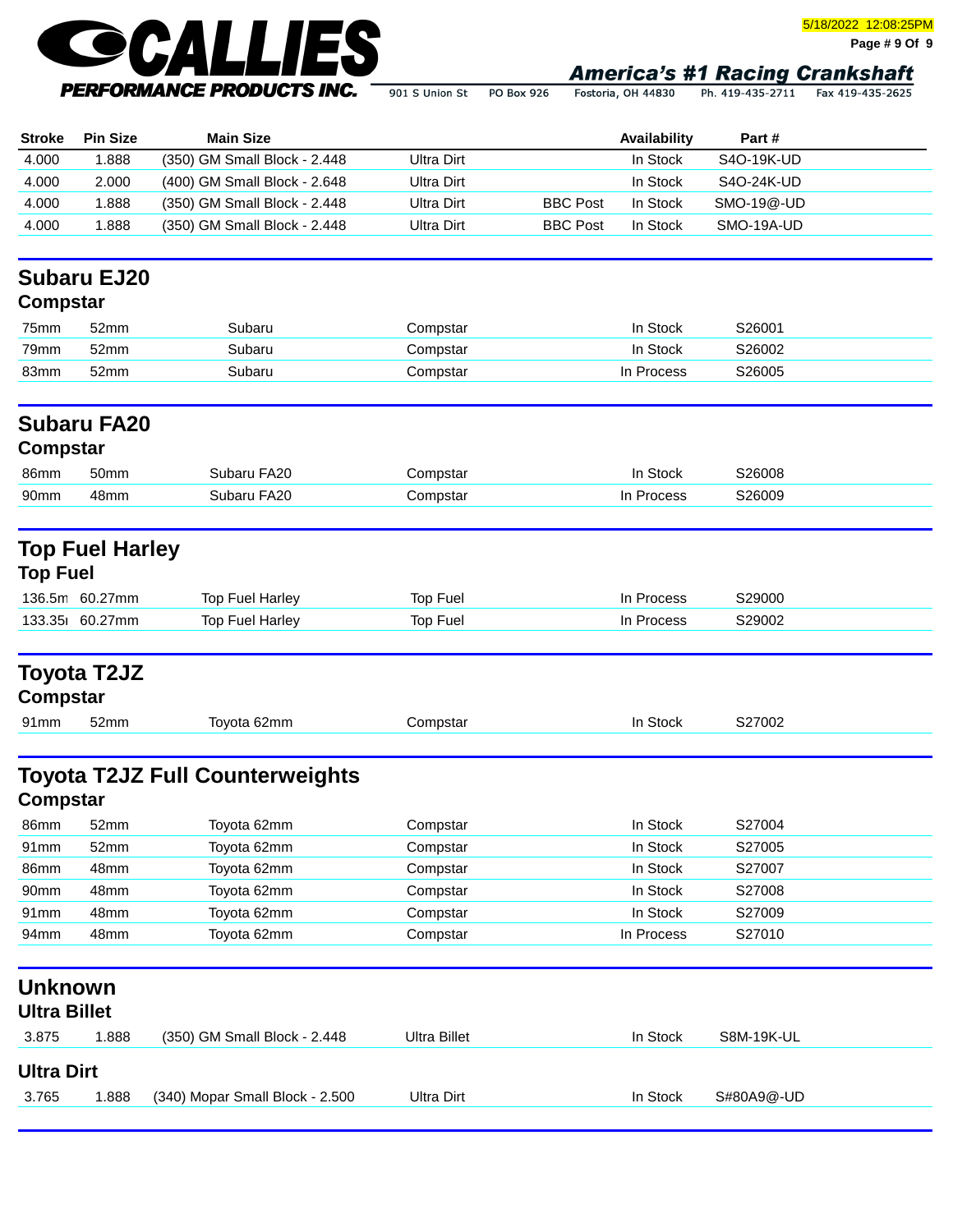| Stroke | Pin Size | Main Size | | | Availability | Part # |
|---|---|---|---|---|---|---|
| 4.000 | 1.888 | (350) GM Small Block - 2.448 | Ultra Dirt | | In Stock | S4O-19K-UD |
| 4.000 | 2.000 | (400) GM Small Block - 2.648 | Ultra Dirt | | In Stock | S4O-24K-UD |
| 4.000 | 1.888 | (350) GM Small Block - 2.448 | Ultra Dirt | BBC Post | In Stock | SMO-19@-UD |
| 4.000 | 1.888 | (350) GM Small Block - 2.448 | Ultra Dirt | BBC Post | In Stock | SMO-19A-UD |

## Subaru EJ20

### Compstar

| | | | | | | |
|---|---|---|---|---|---|---|
| 75mm | 52mm | Subaru | Compstar | | In Stock | S26001 |
| 79mm | 52mm | Subaru | Compstar | | In Stock | S26002 |
| 83mm | 52mm | Subaru | Compstar | | In Process | S26005 |

## Subaru FA20

### Compstar

| | | | | | | |
|---|---|---|---|---|---|---|
| 86mm | 50mm | Subaru FA20 | Compstar | | In Stock | S26008 |
| 90mm | 48mm | Subaru FA20 | Compstar | | In Process | S26009 |

## Top Fuel Harley

### Top Fuel

| | | | | | | |
|---|---|---|---|---|---|---|
| 136.5m | 60.27mm | Top Fuel Harley | Top Fuel | | In Process | S29000 |
| 133.35ı | 60.27mm | Top Fuel Harley | Top Fuel | | In Process | S29002 |

## Toyota T2JZ

### Compstar

| | | | | | | |
|---|---|---|---|---|---|---|
| 91mm | 52mm | Toyota 62mm | Compstar | | In Stock | S27002 |

## Toyota T2JZ Full Counterweights

### Compstar

| | | | | | | |
|---|---|---|---|---|---|---|
| 86mm | 52mm | Toyota 62mm | Compstar | | In Stock | S27004 |
| 91mm | 52mm | Toyota 62mm | Compstar | | In Stock | S27005 |
| 86mm | 48mm | Toyota 62mm | Compstar | | In Stock | S27007 |
| 90mm | 48mm | Toyota 62mm | Compstar | | In Stock | S27008 |
| 91mm | 48mm | Toyota 62mm | Compstar | | In Stock | S27009 |
| 94mm | 48mm | Toyota 62mm | Compstar | | In Process | S27010 |

## Unknown

### Ultra Billet

| | | | | | | |
|---|---|---|---|---|---|---|
| 3.875 | 1.888 | (350) GM Small Block - 2.448 | Ultra Billet | | In Stock | S8M-19K-UL |

### Ultra Dirt

| | | | | | | |
|---|---|---|---|---|---|---|
| 3.765 | 1.888 | (340) Mopar Small Block - 2.500 | Ultra Dirt | | In Stock | S#80A9@-UD |